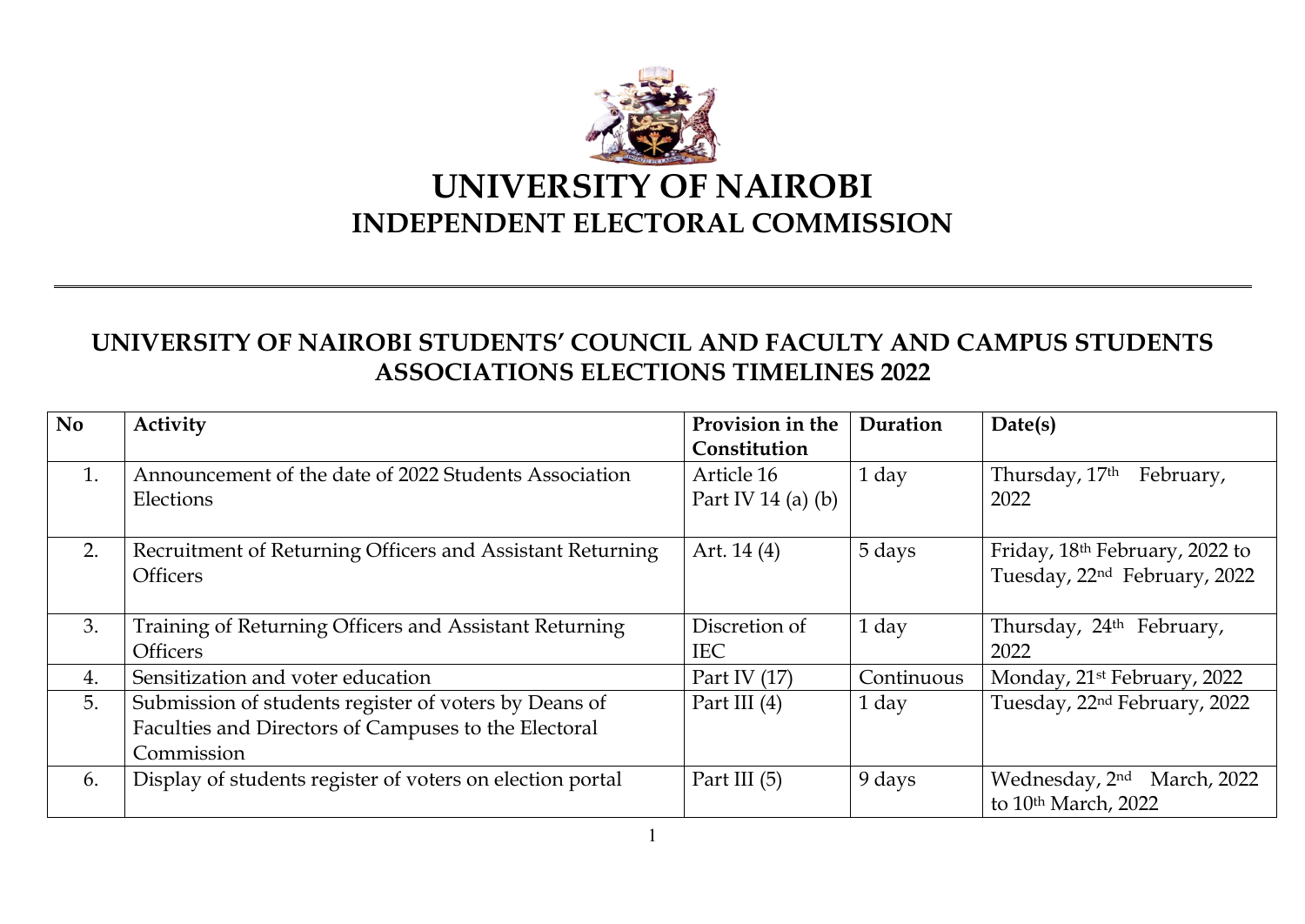# UNIVERSITY OF NAIROBI
## INDEPENDENT ELECTORAL COMMISSION

### UNIVERSITY OF NAIROBI STUDENTS' COUNCIL AND FACULTY AND CAMPUS STUDENTS ASSOCIATIONS ELECTIONS TIMELINES 2022

| No | Activity | Provision in the Constitution | Duration | Date(s) |
|---|---|---|---|---|
| 1. | Announcement of the date of 2022 Students Association Elections | Article 16 Part IV 14 (a) (b) | 1 day | Thursday, 17th February, 2022 |
| 2. | Recruitment of Returning Officers and Assistant Returning Officers | Art. 14 (4) | 5 days | Friday, 18th February, 2022 to Tuesday, 22nd February, 2022 |
| 3. | Training of Returning Officers and Assistant Returning Officers | Discretion of IEC | 1 day | Thursday, 24th February, 2022 |
| 4. | Sensitization and voter education | Part IV (17) | Continuous | Monday, 21st February, 2022 |
| 5. | Submission of students register of voters by Deans of Faculties and Directors of Campuses to the Electoral Commission | Part III (4) | 1 day | Tuesday, 22nd February, 2022 |
| 6. | Display of students register of voters on election portal | Part III (5) | 9 days | Wednesday, 2nd March, 2022 to 10th March, 2022 |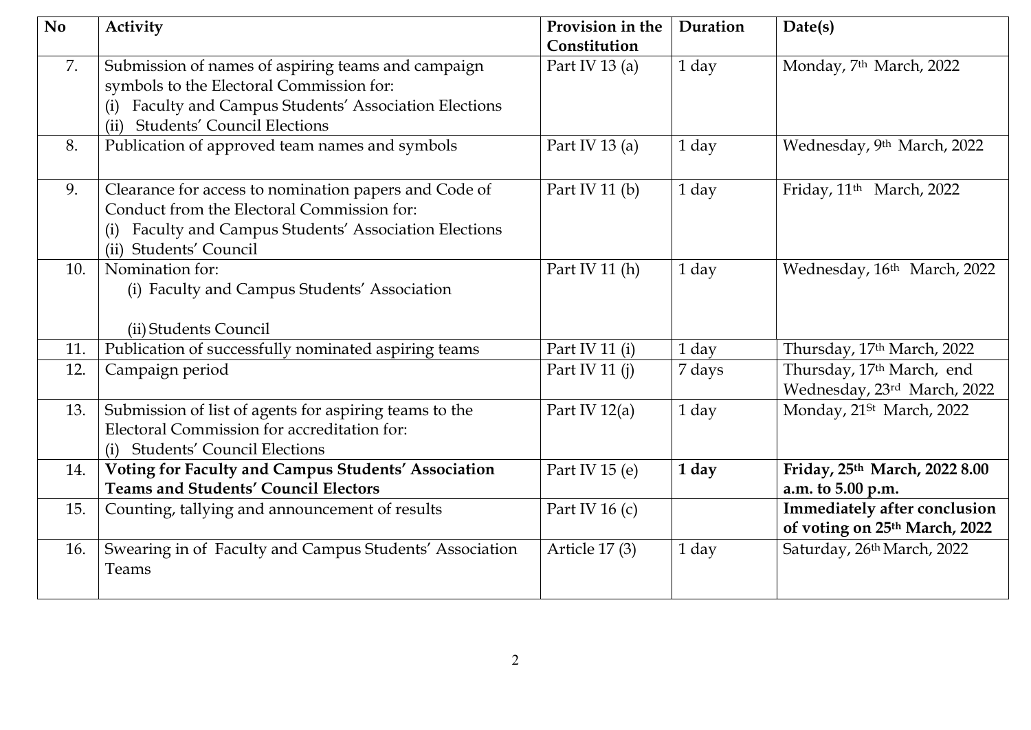| No | Activity | Provision in the Constitution | Duration | Date(s) |
|---|---|---|---|---|
| 7. | Submission of names of aspiring teams and campaign symbols to the Electoral Commission for:<br>(i) Faculty and Campus Students' Association Elections<br>(ii) Students' Council Elections | Part IV 13 (a) | 1 day | Monday, 7th March, 2022 |
| 8. | Publication of approved team names and symbols | Part IV 13 (a) | 1 day | Wednesday, 9th March, 2022 |
| 9. | Clearance for access to nomination papers and Code of Conduct from the Electoral Commission for:<br>(i) Faculty and Campus Students' Association Elections<br>(ii) Students' Council | Part IV 11 (b) | 1 day | Friday, 11th March, 2022 |
| 10. | Nomination for:<br>(i) Faculty and Campus Students' Association<br>(ii) Students Council | Part IV 11 (h) | 1 day | Wednesday, 16th March, 2022 |
| 11. | Publication of successfully nominated aspiring teams | Part IV 11 (i) | 1 day | Thursday, 17th March, 2022 |
| 12. | Campaign period | Part IV 11 (j) | 7 days | Thursday, 17th March, end Wednesday, 23rd March, 2022 |
| 13. | Submission of list of agents for aspiring teams to the Electoral Commission for accreditation for:<br>(i) Students' Council Elections | Part IV 12(a) | 1 day | Monday, 21St March, 2022 |
| 14. | **Voting for Faculty and Campus Students' Association Teams and Students' Council Electors** | Part IV 15 (e) | **1 day** | **Friday, 25th March, 2022 8.00 a.m. to 5.00 p.m.** |
| 15. | Counting, tallying and announcement of results | Part IV 16 (c) | | **Immediately after conclusion of voting on 25th March, 2022** |
| 16. | Swearing in of Faculty and Campus Students' Association Teams | Article 17 (3) | 1 day | Saturday, 26th March, 2022 |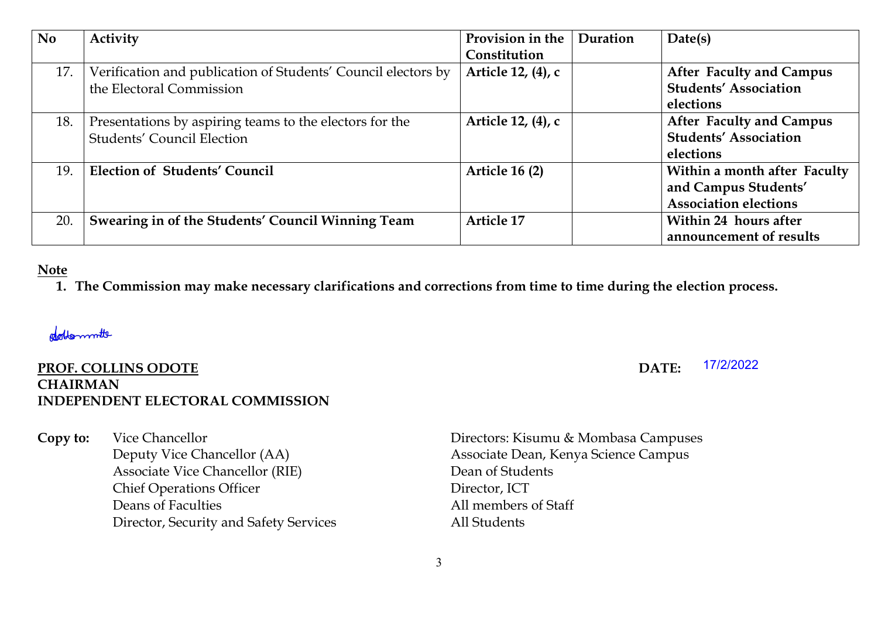| No | Activity | Provision in the Constitution | Duration | Date(s) |
|---|---|---|---|---|
| 17. | Verification and publication of Students' Council electors by the Electoral Commission | **Article 12, (4), c** | | **After Faculty and Campus Students' Association elections** |
| 18. | Presentations by aspiring teams to the electors for the Students' Council Election | **Article 12, (4), c** | | **After Faculty and Campus Students' Association elections** |
| 19. | **Election of Students' Council** | **Article 16 (2)** | | **Within a month after Faculty and Campus Students' Association elections** |
| 20. | **Swearing in of the Students' Council Winning Team** | **Article 17** | | **Within 24 hours after announcement of results** |

**Note**

1. **The Commission may make necessary clarifications and corrections from time to time during the election process.**

**PROF. COLLINS ODOTE**
**CHAIRMAN**
**INDEPENDENT ELECTORAL COMMISSION**

**DATE:** 17/2/2022

**Copy to:**

- Vice Chancellor
- Deputy Vice Chancellor (AA)
- Associate Vice Chancellor (RIE)
- Chief Operations Officer
- Deans of Faculties
- Director, Security and Safety Services
- Directors: Kisumu & Mombasa Campuses
- Associate Dean, Kenya Science Campus
- Dean of Students
- Director, ICT
- All members of Staff
- All Students